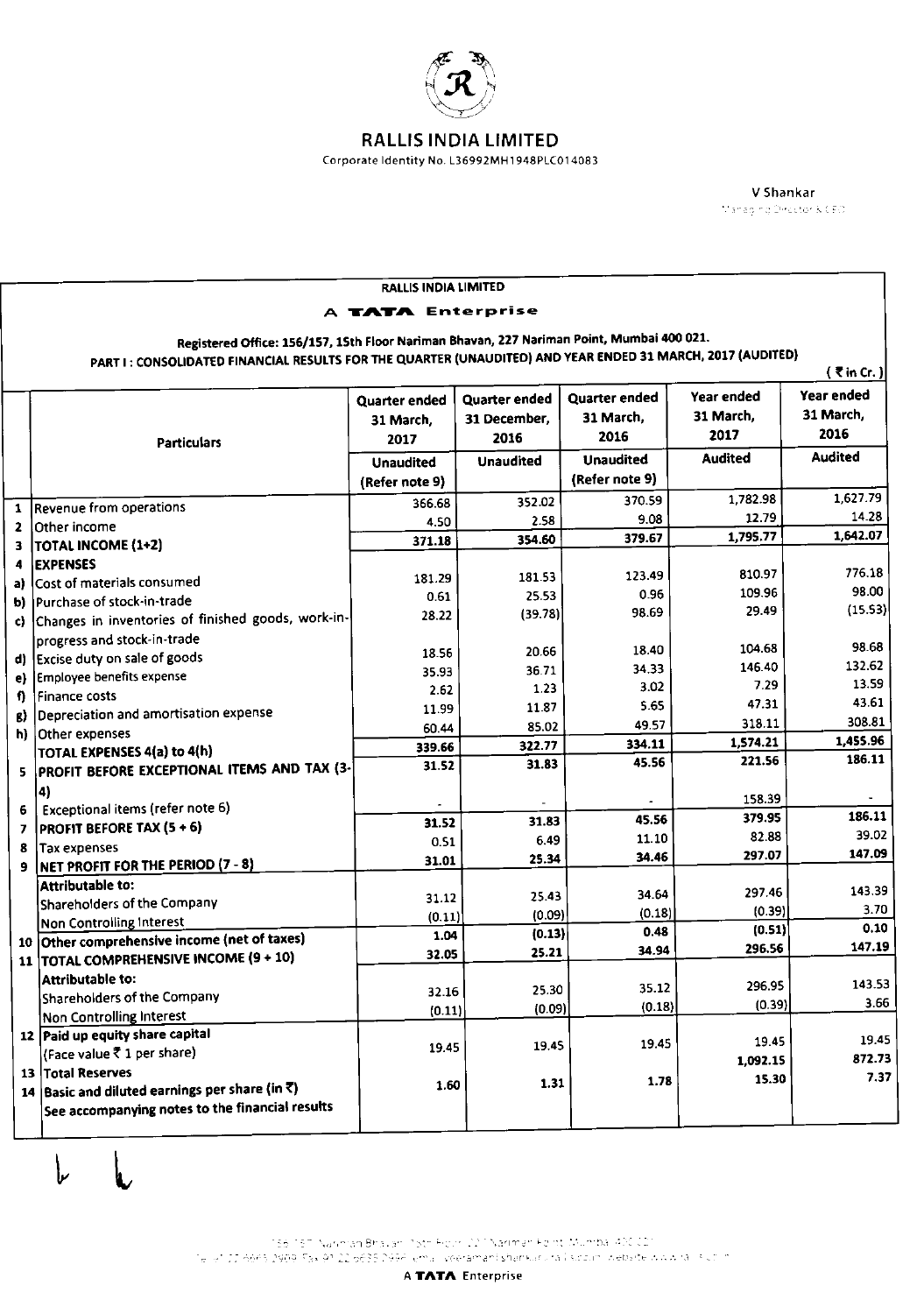# RALLIS INDIA LIMITED

Corporate Identity No. L36992MH1948PLC014083

V Shankar

Managing Director & CEO

RALLIS INDIA LIMITED

A TATA Enterprise

Registered Office: 156/157, 15th Floor Nariman Bhavan, 227 Nariman Point, Mumbai 400 021.

PART I : CONSOLIDATED FINANCIAL RESULTS FOR THE QUARTER (UNAUDITED) AND YEAR ENDED 31 MARCH, 2017 (AUDITED)

( ₹ in Cr. )

| | Particulars | Quarter ended 31 March, 2017 | Quarter ended 31 December, 2016 | Quarter ended 31 March, 2016 | Year ended 31 March, 2017 | Year ended 31 March, 2016 |
|---|---|---|---|---|---|---|
| | | Unaudited (Refer note 9) | Unaudited | Unaudited (Refer note 9) | Audited | Audited |
| 1 | Revenue from operations | 366.68 | 352.02 | 370.59 | 1,782.98 | 1,627.79 |
| 2 | Other income | 4.50 | 2.58 | 9.08 | 12.79 | 14.28 |
| 3 | **TOTAL INCOME (1+2)** | **371.18** | **354.60** | **379.67** | **1,795.77** | **1,642.07** |
| 4 | **EXPENSES** | | | | | |
| a) | Cost of materials consumed | 181.29 | 181.53 | 123.49 | 810.97 | 776.18 |
| b) | Purchase of stock-in-trade | 0.61 | 25.53 | 0.96 | 109.96 | 98.00 |
| c) | Changes in inventories of finished goods, work-in-progress and stock-in-trade | 28.22 | (39.78) | 98.69 | 29.49 | (15.53) |
| d) | Excise duty on sale of goods | 18.56 | 20.66 | 18.40 | 104.68 | 98.68 |
| e) | Employee benefits expense | 35.93 | 36.71 | 34.33 | 146.40 | 132.62 |
| f) | Finance costs | 2.62 | 1.23 | 3.02 | 7.29 | 13.59 |
| g) | Depreciation and amortisation expense | 11.99 | 11.87 | 5.65 | 47.31 | 43.61 |
| h) | Other expenses | 60.44 | 85.02 | 49.57 | 318.11 | 308.81 |
| | **TOTAL EXPENSES 4(a) to 4(h)** | **339.66** | **322.77** | **334.11** | **1,574.21** | **1,455.96** |
| 5 | **PROFIT BEFORE EXCEPTIONAL ITEMS AND TAX (3-4)** | **31.52** | **31.83** | **45.56** | **221.56** | **186.11** |
| 6 | Exceptional items (refer note 6) | - | - | - | 158.39 | - |
| 7 | **PROFIT BEFORE TAX (5 + 6)** | **31.52** | **31.83** | **45.56** | **379.95** | **186.11** |
| 8 | Tax expenses | 0.51 | 6.49 | 11.10 | 82.88 | 39.02 |
| 9 | **NET PROFIT FOR THE PERIOD (7 - 8)** | **31.01** | **25.34** | **34.46** | **297.07** | **147.09** |
| | **Attributable to:** | | | | | |
| | Shareholders of the Company | 31.12 | 25.43 | 34.64 | 297.46 | 143.39 |
| | Non Controlling Interest | (0.11) | (0.09) | (0.18) | (0.39) | 3.70 |
| 10 | **Other comprehensive income (net of taxes)** | **1.04** | **(0.13)** | **0.48** | **(0.51)** | **0.10** |
| 11 | **TOTAL COMPREHENSIVE INCOME (9 + 10)** | **32.05** | **25.21** | **34.94** | **296.56** | **147.19** |
| | **Attributable to:** | | | | | |
| | Shareholders of the Company | 32.16 | 25.30 | 35.12 | 296.95 | 143.53 |
| | Non Controlling Interest | (0.11) | (0.09) | (0.18) | (0.39) | 3.66 |
| 12 | **Paid up equity share capital** (Face value ₹ 1 per share) | 19.45 | 19.45 | 19.45 | 19.45 | 19.45 |
| 13 | **Total Reserves** | | | | 1,092.15 | 872.73 |
| 14 | **Basic and diluted earnings per share (in ₹)** | 1.60 | 1.31 | 1.78 | 15.30 | 7.37 |
| | **See accompanying notes to the financial results** | | | | | |

156/157, Nariman Bhavan, 15th Floor, 227 Nariman Point, Mumbai 400 021

A TATA Enterprise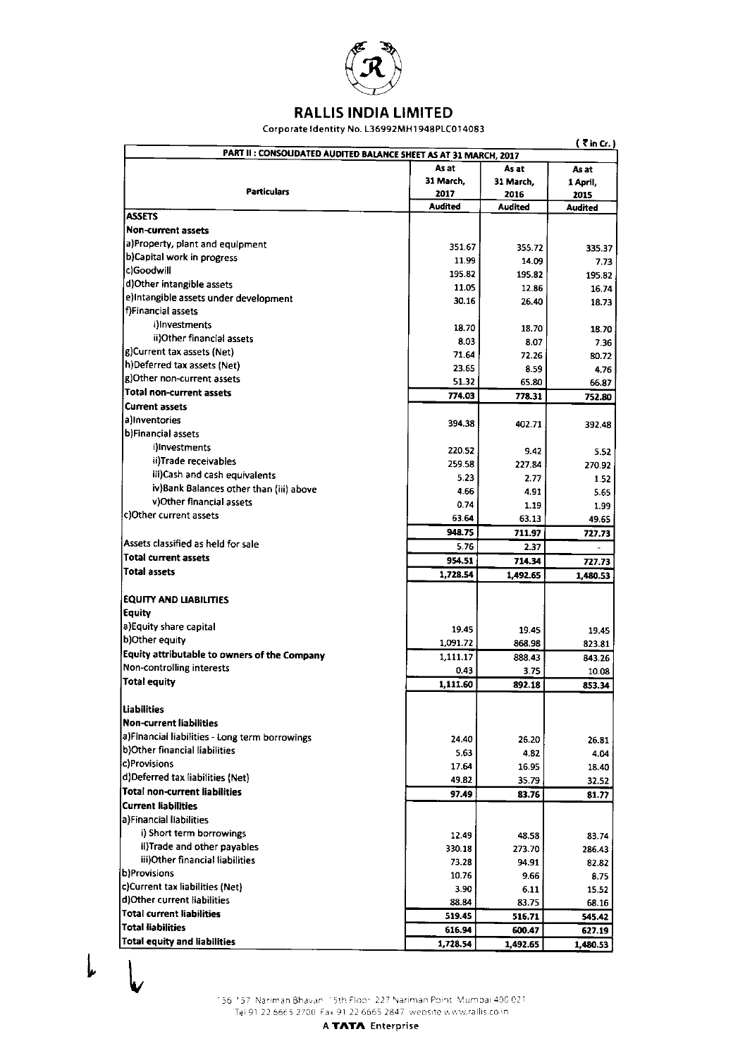# RALLIS INDIA LIMITED

Corporate Identity No. L36992MH1948PLC014083

(₹ in Cr.)

| PART II : CONSOLIDATED AUDITED BALANCE SHEET AS AT 31 MARCH, 2017 | | | |
|---|---|---|---|
| **Particulars** | As at 31 March, 2017 | As at 31 March, 2016 | As at 1 April, 2015 |
| | Audited | Audited | Audited |
| **ASSETS** | | | |
| **Non-current assets** | | | |
| a)Property, plant and equipment | 351.67 | 355.72 | 335.37 |
| b)Capital work in progress | 11.99 | 14.09 | 7.73 |
| c)Goodwill | 195.82 | 195.82 | 195.82 |
| d)Other intangible assets | 11.05 | 12.86 | 16.74 |
| e)Intangible assets under development | 30.16 | 26.40 | 18.73 |
| f)Financial assets | | | |
| i)Investments | 18.70 | 18.70 | 18.70 |
| ii)Other financial assets | 8.03 | 8.07 | 7.36 |
| g)Current tax assets (Net) | 71.64 | 72.26 | 80.72 |
| h)Deferred tax assets (Net) | 23.65 | 8.59 | 4.76 |
| g)Other non-current assets | 51.32 | 65.80 | 66.87 |
| **Total non-current assets** | **774.03** | **778.31** | **752.80** |
| **Current assets** | | | |
| a)Inventories | 394.38 | 402.71 | 392.48 |
| b)Financial assets | | | |
| i)Investments | 220.52 | 9.42 | 5.52 |
| ii)Trade receivables | 259.58 | 227.84 | 270.92 |
| iii)Cash and cash equivalents | 5.23 | 2.77 | 1.52 |
| iv)Bank Balances other than (iii) above | 4.66 | 4.91 | 5.65 |
| v)Other financial assets | 0.74 | 1.19 | 1.99 |
| c)Other current assets | 63.64 | 63.13 | 49.65 |
| | **948.75** | **711.97** | **727.73** |
| Assets classified as held for sale | 5.76 | 2.37 | - |
| **Total current assets** | **954.51** | **714.34** | **727.73** |
| **Total assets** | **1,728.54** | **1,492.65** | **1,480.53** |
| **EQUITY AND LIABILITIES** | | | |
| **Equity** | | | |
| a)Equity share capital | 19.45 | 19.45 | 19.45 |
| b)Other equity | 1,091.72 | 868.98 | 823.81 |
| **Equity attributable to owners of the Company** | 1,111.17 | 888.43 | 843.26 |
| Non-controlling interests | 0.43 | 3.75 | 10.08 |
| **Total equity** | **1,111.60** | **892.18** | **853.34** |
| **Liabilities** | | | |
| **Non-current liabilities** | | | |
| a)Financial liabilities - Long term borrowings | 24.40 | 26.20 | 26.81 |
| b)Other financial liabilities | 5.63 | 4.82 | 4.04 |
| c)Provisions | 17.64 | 16.95 | 18.40 |
| d)Deferred tax liabilities (Net) | 49.82 | 35.79 | 32.52 |
| **Total non-current liabilities** | **97.49** | **83.76** | **81.77** |
| **Current liabilities** | | | |
| a)Financial liabilities | | | |
| i) Short term borrowings | 12.49 | 48.58 | 83.74 |
| ii)Trade and other payables | 330.18 | 273.70 | 286.43 |
| iii)Other financial liabilities | 73.28 | 94.91 | 82.82 |
| b)Provisions | 10.76 | 9.66 | 8.75 |
| c)Current tax liabilities (Net) | 3.90 | 6.11 | 15.52 |
| d)Other current liabilities | 88.84 | 83.75 | 68.16 |
| **Total current liabilities** | **519.45** | **516.71** | **545.42** |
| **Total liabilities** | **616.94** | **600.47** | **627.19** |
| **Total equity and liabilities** | **1,728.54** | **1,492.65** | **1,480.53** |

156 157 Nariman Bhavan 15th Floor 227 Nariman Point Mumbai 400 021
Tel 91 22 6665 2700 Fax 91 22 6665 2847 website www.rallis.co.in

A **TATA** Enterprise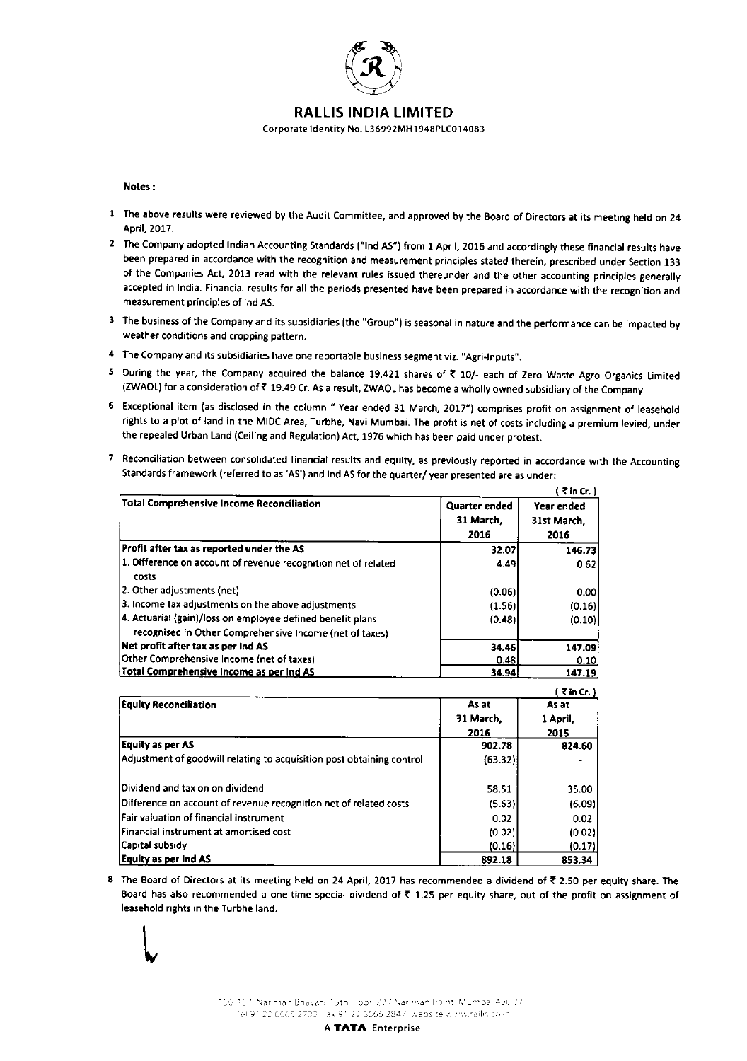# RALLIS INDIA LIMITED

Corporate Identity No. L36992MH1948PLC014083

**Notes :**

1. The above results were reviewed by the Audit Committee, and approved by the Board of Directors at its meeting held on 24 April, 2017.
2. The Company adopted Indian Accounting Standards ("Ind AS") from 1 April, 2016 and accordingly these financial results have been prepared in accordance with the recognition and measurement principles stated therein, prescribed under Section 133 of the Companies Act, 2013 read with the relevant rules issued thereunder and the other accounting principles generally accepted in India. Financial results for all the periods presented have been prepared in accordance with the recognition and measurement principles of Ind AS.
3. The business of the Company and its subsidiaries (the "Group") is seasonal in nature and the performance can be impacted by weather conditions and cropping pattern.
4. The Company and its subsidiaries have one reportable business segment viz. "Agri-Inputs".
5. During the year, the Company acquired the balance 19,421 shares of ₹ 10/- each of Zero Waste Agro Organics Limited (ZWAOL) for a consideration of ₹ 19.49 Cr. As a result, ZWAOL has become a wholly owned subsidiary of the Company.
6. Exceptional item (as disclosed in the column " Year ended 31 March, 2017") comprises profit on assignment of leasehold rights to a plot of land in the MIDC Area, Turbhe, Navi Mumbai. The profit is net of costs including a premium levied, under the repealed Urban Land (Ceiling and Regulation) Act, 1976 which has been paid under protest.
7. Reconciliation between consolidated financial results and equity, as previously reported in accordance with the Accounting Standards framework (referred to as 'AS') and Ind AS for the quarter/ year presented are as under:

( ₹ in Cr. )

| Total Comprehensive Income Reconciliation | Quarter ended 31 March, 2016 | Year ended 31st March, 2016 |
|---|---|---|
| **Profit after tax as reported under the AS** | 32.07 | 146.73 |
| 1. Difference on account of revenue recognition net of related costs | 4.49 | 0.62 |
| 2. Other adjustments (net) | (0.06) | 0.00 |
| 3. Income tax adjustments on the above adjustments | (1.56) | (0.16) |
| 4. Actuarial (gain)/loss on employee defined benefit plans recognised in Other Comprehensive Income (net of taxes) | (0.48) | (0.10) |
| **Net profit after tax as per Ind AS** | 34.46 | 147.09 |
| Other Comprehensive Income (net of taxes) | 0.48 | 0.10 |
| **Total Comprehensive Income as per Ind AS** | 34.94 | 147.19 |

( ₹ in Cr. )

| Equity Reconciliation | As at 31 March, 2016 | As at 1 April, 2015 |
|---|---|---|
| **Equity as per AS** | 902.78 | 824.60 |
| Adjustment of goodwill relating to acquisition post obtaining control | (63.32) | - |
| Dividend and tax on on dividend | 58.51 | 35.00 |
| Difference on account of revenue recognition net of related costs | (5.63) | (6.09) |
| Fair valuation of financial instrument | 0.02 | 0.02 |
| Financial instrument at amortised cost | (0.02) | (0.02) |
| Capital subsidy | (0.16) | (0.17) |
| **Equity as per Ind AS** | 892.18 | 853.34 |

8. The Board of Directors at its meeting held on 24 April, 2017 has recommended a dividend of ₹ 2.50 per equity share. The Board has also recommended a one-time special dividend of ₹ 1.25 per equity share, out of the profit on assignment of leasehold rights in the Turbhe land.

156 157 Nariman Bhavan, 15th Floor, 227 Nariman Point, Mumbai 400 021
Tel 91 22 6665 2700 Fax 91 22 6665 2847 website www.rallis.co.in

A **TATA** Enterprise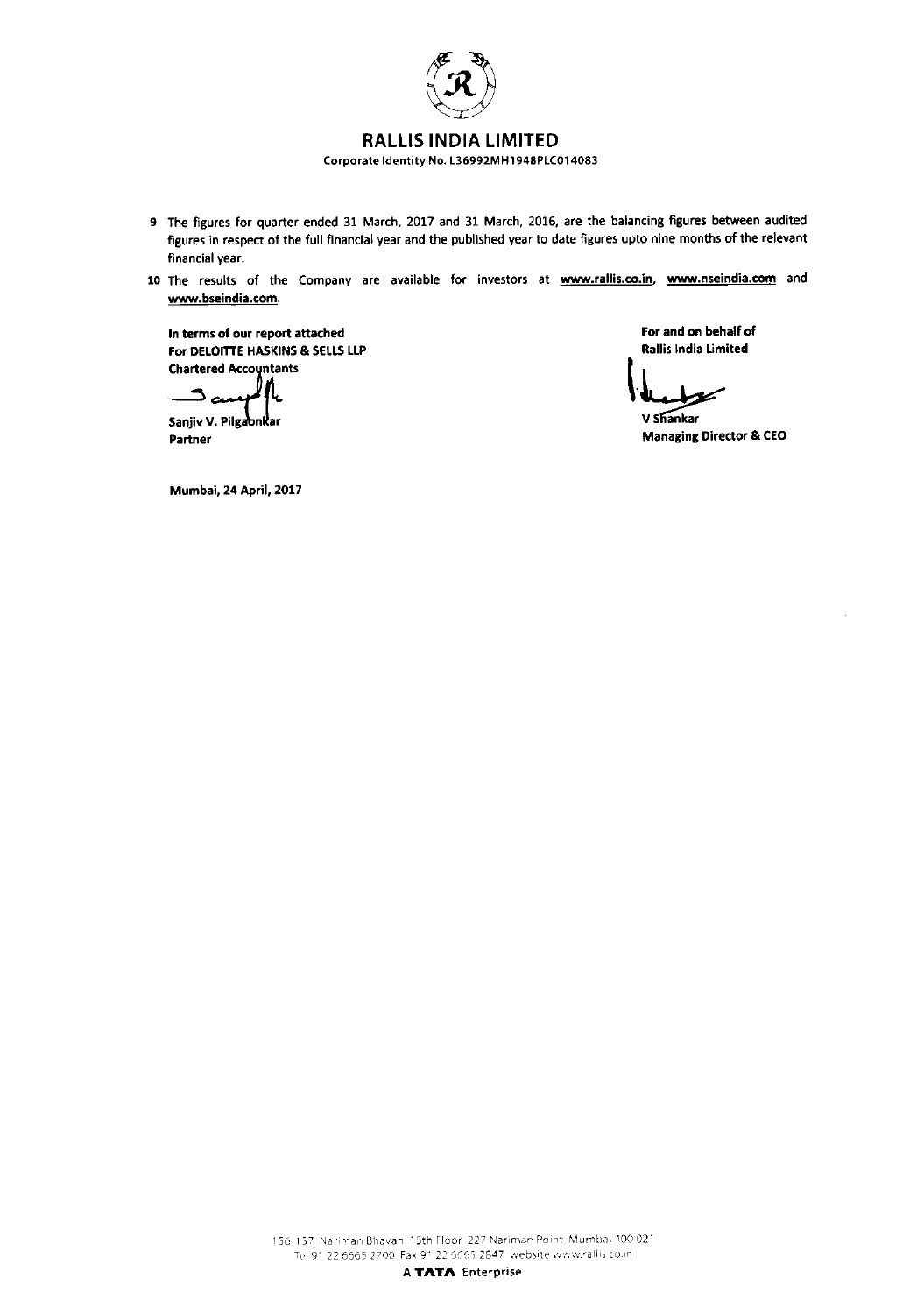# RALLIS INDIA LIMITED

Corporate Identity No. L36992MH1948PLC014083

9 The figures for quarter ended 31 March, 2017 and 31 March, 2016, are the balancing figures between audited figures in respect of the full financial year and the published year to date figures upto nine months of the relevant financial year.

10 The results of the Company are available for investors at **www.rallis.co.in**, **www.nseindia.com** and **www.bseindia.com**.

**In terms of our report attached**
**For DELOITTE HASKINS & SELLS LLP**
**Chartered Accountants**

**Sanjiv V. Pilgaonkar**
**Partner**

**For and on behalf of**
**Rallis India Limited**

**V Shankar**
**Managing Director & CEO**

**Mumbai, 24 April, 2017**

156 157 Nariman Bhavan 15th Floor 227 Nariman Point Mumbai 400 021
Tel 91 22 6665 2700 Fax 91 22 6665 2847 website www.rallis.co.in

**A TATA Enterprise**